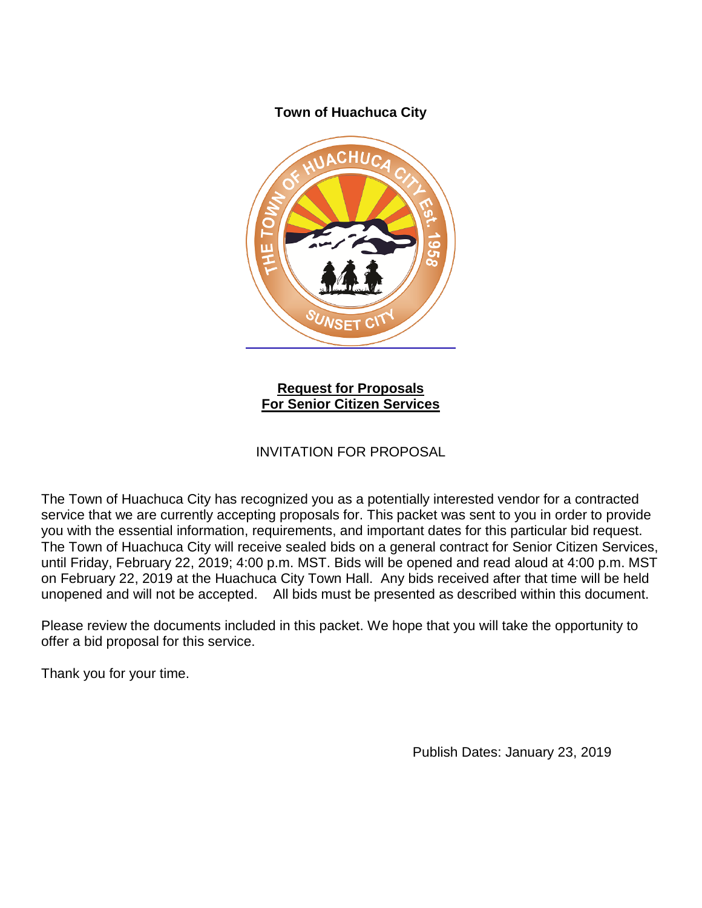**Town of Huachuca City**

**Request for Proposals**
**For Senior Citizen Services**

INVITATION FOR PROPOSAL

The Town of Huachuca City has recognized you as a potentially interested vendor for a contracted service that we are currently accepting proposals for. This packet was sent to you in order to provide you with the essential information, requirements, and important dates for this particular bid request. The Town of Huachuca City will receive sealed bids on a general contract for Senior Citizen Services, until Friday, February 22, 2019; 4:00 p.m. MST. Bids will be opened and read aloud at 4:00 p.m. MST on February 22, 2019 at the Huachuca City Town Hall. Any bids received after that time will be held unopened and will not be accepted. All bids must be presented as described within this document.

Please review the documents included in this packet. We hope that you will take the opportunity to offer a bid proposal for this service.

Thank you for your time.

Publish Dates: January 23, 2019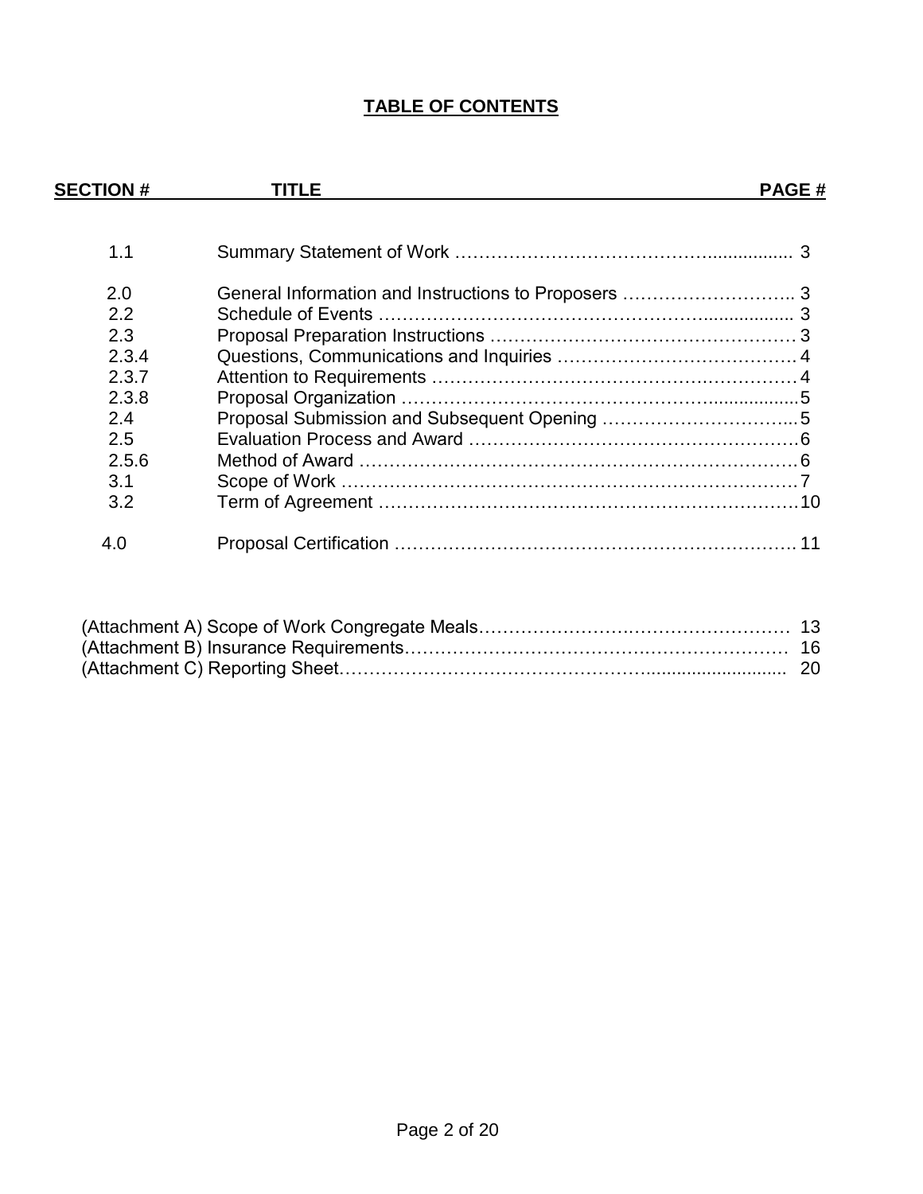## TABLE OF CONTENTS

| SECTION # | TITLE | PAGE # |
|---|---|---|
| 1.1 | Summary Statement of Work | 3 |
| 2.0 | General Information and Instructions to Proposers | 3 |
| 2.2 | Schedule of Events | 3 |
| 2.3 | Proposal Preparation Instructions | 3 |
| 2.3.4 | Questions, Communications and Inquiries | 4 |
| 2.3.7 | Attention to Requirements | 4 |
| 2.3.8 | Proposal Organization | 5 |
| 2.4 | Proposal Submission and Subsequent Opening | 5 |
| 2.5 | Evaluation Process and Award | 6 |
| 2.5.6 | Method of Award | 6 |
| 3.1 | Scope of Work | 7 |
| 3.2 | Term of Agreement | 10 |
| 4.0 | Proposal Certification | 11 |

| Attachment | Page |
|---|---|
| (Attachment A) Scope of Work Congregate Meals | 13 |
| (Attachment B) Insurance Requirements | 16 |
| (Attachment C) Reporting Sheet | 20 |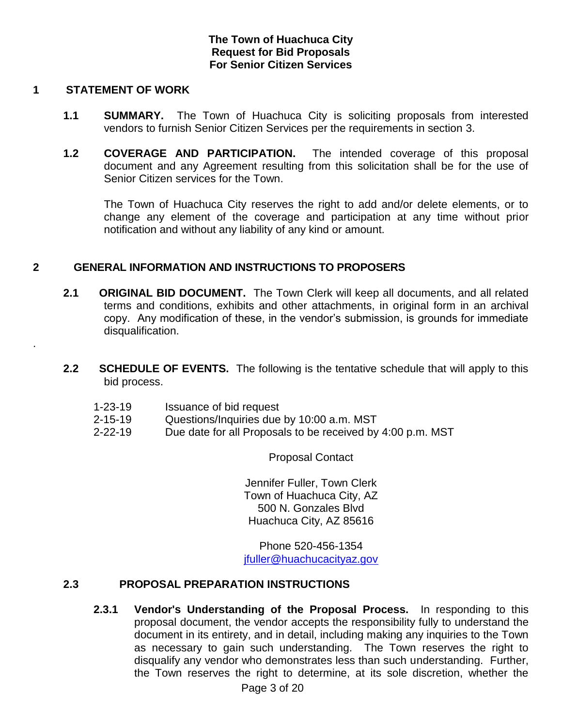**The Town of Huachuca City**
**Request for Bid Proposals**
**For Senior Citizen Services**

## 1 STATEMENT OF WORK

**1.1 SUMMARY.** The Town of Huachuca City is soliciting proposals from interested vendors to furnish Senior Citizen Services per the requirements in section 3.

**1.2 COVERAGE AND PARTICIPATION.** The intended coverage of this proposal document and any Agreement resulting from this solicitation shall be for the use of Senior Citizen services for the Town.

The Town of Huachuca City reserves the right to add and/or delete elements, or to change any element of the coverage and participation at any time without prior notification and without any liability of any kind or amount.

## 2 GENERAL INFORMATION AND INSTRUCTIONS TO PROPOSERS

**2.1 ORIGINAL BID DOCUMENT.** The Town Clerk will keep all documents, and all related terms and conditions, exhibits and other attachments, in original form in an archival copy. Any modification of these, in the vendor's submission, is grounds for immediate disqualification.

.

**2.2 SCHEDULE OF EVENTS.** The following is the tentative schedule that will apply to this bid process.

| | |
|---|---|
| 1-23-19 | Issuance of bid request |
| 2-15-19 | Questions/Inquiries due by 10:00 a.m. MST |
| 2-22-19 | Due date for all Proposals to be received by 4:00 p.m. MST |

Proposal Contact

Jennifer Fuller, Town Clerk
Town of Huachuca City, AZ
500 N. Gonzales Blvd
Huachuca City, AZ 85616

Phone 520-456-1354
jfuller@huachucacityaz.gov

### 2.3 PROPOSAL PREPARATION INSTRUCTIONS

**2.3.1 Vendor's Understanding of the Proposal Process.** In responding to this proposal document, the vendor accepts the responsibility fully to understand the document in its entirety, and in detail, including making any inquiries to the Town as necessary to gain such understanding. The Town reserves the right to disqualify any vendor who demonstrates less than such understanding. Further, the Town reserves the right to determine, at its sole discretion, whether the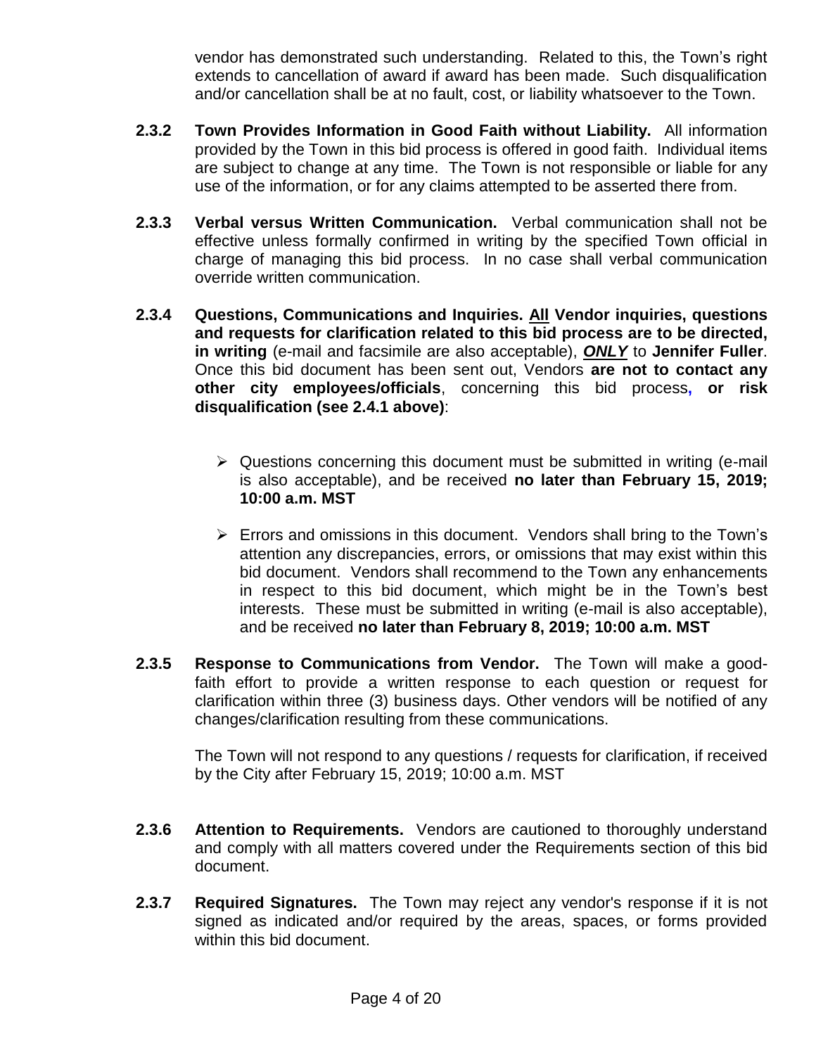vendor has demonstrated such understanding. Related to this, the Town's right extends to cancellation of award if award has been made. Such disqualification and/or cancellation shall be at no fault, cost, or liability whatsoever to the Town.

**2.3.2 Town Provides Information in Good Faith without Liability.** All information provided by the Town in this bid process is offered in good faith. Individual items are subject to change at any time. The Town is not responsible or liable for any use of the information, or for any claims attempted to be asserted there from.

**2.3.3 Verbal versus Written Communication.** Verbal communication shall not be effective unless formally confirmed in writing by the specified Town official in charge of managing this bid process. In no case shall verbal communication override written communication.

**2.3.4 Questions, Communications and Inquiries. <u>All</u> Vendor inquiries, questions and requests for clarification related to this bid process are to be directed, in writing** (e-mail and facsimile are also acceptable), ***<u>ONLY</u>*** to **Jennifer Fuller**. Once this bid document has been sent out, Vendors **are not to contact any other city employees/officials**, concerning this bid process**, or risk disqualification (see 2.4.1 above)**:

- Questions concerning this document must be submitted in writing (e-mail is also acceptable), and be received **no later than February 15, 2019; 10:00 a.m. MST**

- Errors and omissions in this document. Vendors shall bring to the Town's attention any discrepancies, errors, or omissions that may exist within this bid document. Vendors shall recommend to the Town any enhancements in respect to this bid document, which might be in the Town's best interests. These must be submitted in writing (e-mail is also acceptable), and be received **no later than February 8, 2019; 10:00 a.m. MST**

**2.3.5 Response to Communications from Vendor.** The Town will make a good-faith effort to provide a written response to each question or request for clarification within three (3) business days. Other vendors will be notified of any changes/clarification resulting from these communications.

The Town will not respond to any questions / requests for clarification, if received by the City after February 15, 2019; 10:00 a.m. MST

**2.3.6 Attention to Requirements.** Vendors are cautioned to thoroughly understand and comply with all matters covered under the Requirements section of this bid document.

**2.3.7 Required Signatures.** The Town may reject any vendor's response if it is not signed as indicated and/or required by the areas, spaces, or forms provided within this bid document.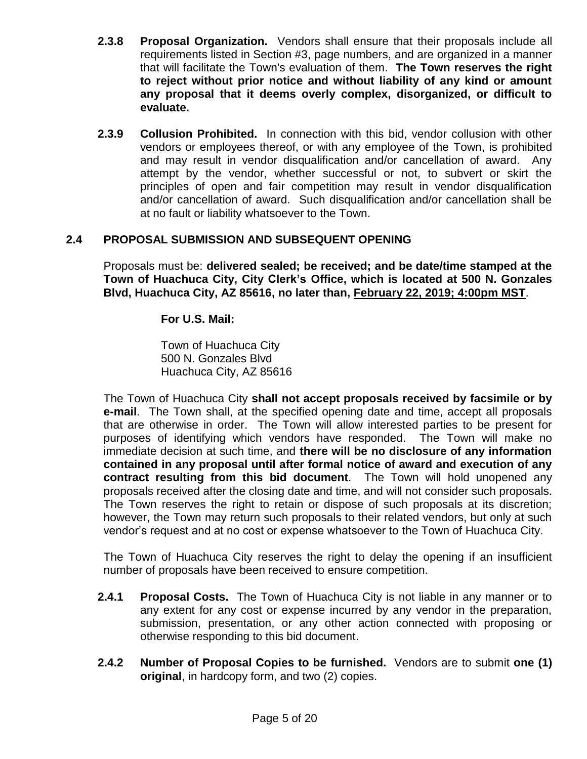**2.3.8 Proposal Organization.** Vendors shall ensure that their proposals include all requirements listed in Section #3, page numbers, and are organized in a manner that will facilitate the Town's evaluation of them. **The Town reserves the right to reject without prior notice and without liability of any kind or amount any proposal that it deems overly complex, disorganized, or difficult to evaluate.**

**2.3.9 Collusion Prohibited.** In connection with this bid, vendor collusion with other vendors or employees thereof, or with any employee of the Town, is prohibited and may result in vendor disqualification and/or cancellation of award. Any attempt by the vendor, whether successful or not, to subvert or skirt the principles of open and fair competition may result in vendor disqualification and/or cancellation of award. Such disqualification and/or cancellation shall be at no fault or liability whatsoever to the Town.

## 2.4 PROPOSAL SUBMISSION AND SUBSEQUENT OPENING

Proposals must be: **delivered sealed; be received; and be date/time stamped at the Town of Huachuca City, City Clerk's Office, which is located at 500 N. Gonzales Blvd, Huachuca City, AZ 85616, no later than, <u>February 22, 2019; 4:00pm MST</u>**.

**For U.S. Mail:**

Town of Huachuca City
500 N. Gonzales Blvd
Huachuca City, AZ 85616

The Town of Huachuca City **shall not accept proposals received by facsimile or by e-mail**. The Town shall, at the specified opening date and time, accept all proposals that are otherwise in order. The Town will allow interested parties to be present for purposes of identifying which vendors have responded. The Town will make no immediate decision at such time, and **there will be no disclosure of any information contained in any proposal until after formal notice of award and execution of any contract resulting from this bid document**. The Town will hold unopened any proposals received after the closing date and time, and will not consider such proposals. The Town reserves the right to retain or dispose of such proposals at its discretion; however, the Town may return such proposals to their related vendors, but only at such vendor's request and at no cost or expense whatsoever to the Town of Huachuca City.

The Town of Huachuca City reserves the right to delay the opening if an insufficient number of proposals have been received to ensure competition.

**2.4.1 Proposal Costs.** The Town of Huachuca City is not liable in any manner or to any extent for any cost or expense incurred by any vendor in the preparation, submission, presentation, or any other action connected with proposing or otherwise responding to this bid document.

**2.4.2 Number of Proposal Copies to be furnished.** Vendors are to submit **one (1) original**, in hardcopy form, and two (2) copies.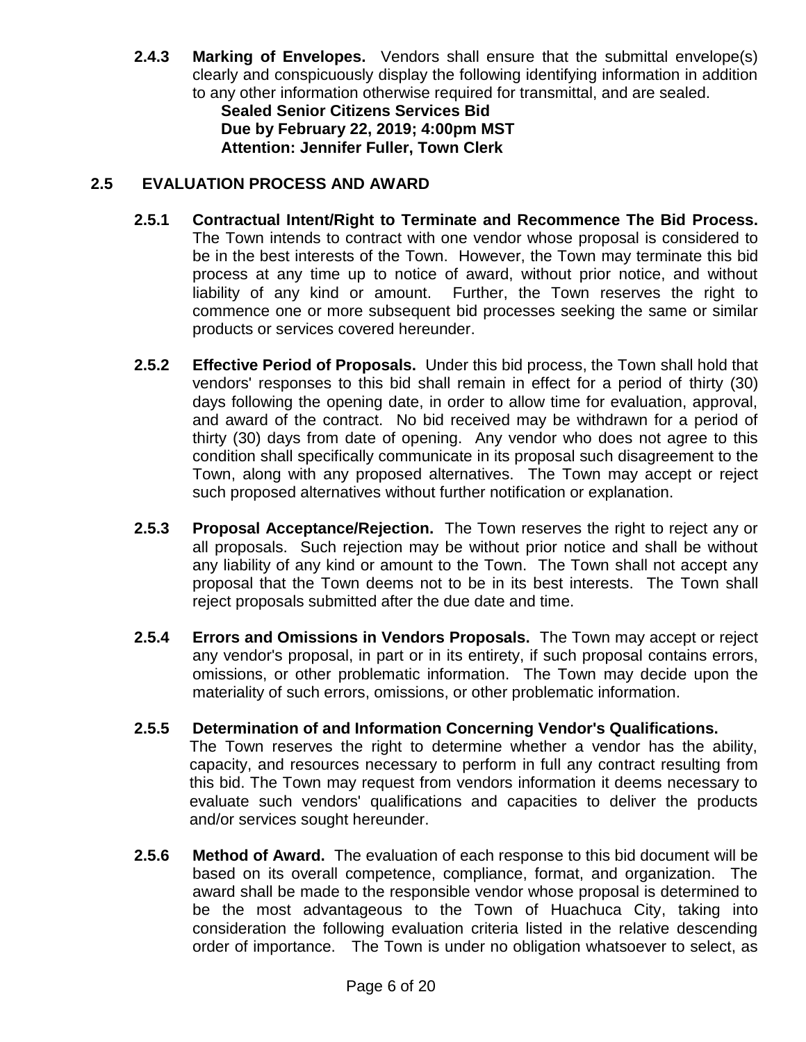**2.4.3 Marking of Envelopes.** Vendors shall ensure that the submittal envelope(s) clearly and conspicuously display the following identifying information in addition to any other information otherwise required for transmittal, and are sealed.

**Sealed Senior Citizens Services Bid**
**Due by February 22, 2019; 4:00pm MST**
**Attention: Jennifer Fuller, Town Clerk**

## 2.5 EVALUATION PROCESS AND AWARD

**2.5.1 Contractual Intent/Right to Terminate and Recommence The Bid Process.** The Town intends to contract with one vendor whose proposal is considered to be in the best interests of the Town. However, the Town may terminate this bid process at any time up to notice of award, without prior notice, and without liability of any kind or amount. Further, the Town reserves the right to commence one or more subsequent bid processes seeking the same or similar products or services covered hereunder.

**2.5.2 Effective Period of Proposals.** Under this bid process, the Town shall hold that vendors' responses to this bid shall remain in effect for a period of thirty (30) days following the opening date, in order to allow time for evaluation, approval, and award of the contract. No bid received may be withdrawn for a period of thirty (30) days from date of opening. Any vendor who does not agree to this condition shall specifically communicate in its proposal such disagreement to the Town, along with any proposed alternatives. The Town may accept or reject such proposed alternatives without further notification or explanation.

**2.5.3 Proposal Acceptance/Rejection.** The Town reserves the right to reject any or all proposals. Such rejection may be without prior notice and shall be without any liability of any kind or amount to the Town. The Town shall not accept any proposal that the Town deems not to be in its best interests. The Town shall reject proposals submitted after the due date and time.

**2.5.4 Errors and Omissions in Vendors Proposals.** The Town may accept or reject any vendor's proposal, in part or in its entirety, if such proposal contains errors, omissions, or other problematic information. The Town may decide upon the materiality of such errors, omissions, or other problematic information.

**2.5.5 Determination of and Information Concerning Vendor's Qualifications.** The Town reserves the right to determine whether a vendor has the ability, capacity, and resources necessary to perform in full any contract resulting from this bid. The Town may request from vendors information it deems necessary to evaluate such vendors' qualifications and capacities to deliver the products and/or services sought hereunder.

**2.5.6 Method of Award.** The evaluation of each response to this bid document will be based on its overall competence, compliance, format, and organization. The award shall be made to the responsible vendor whose proposal is determined to be the most advantageous to the Town of Huachuca City, taking into consideration the following evaluation criteria listed in the relative descending order of importance. The Town is under no obligation whatsoever to select, as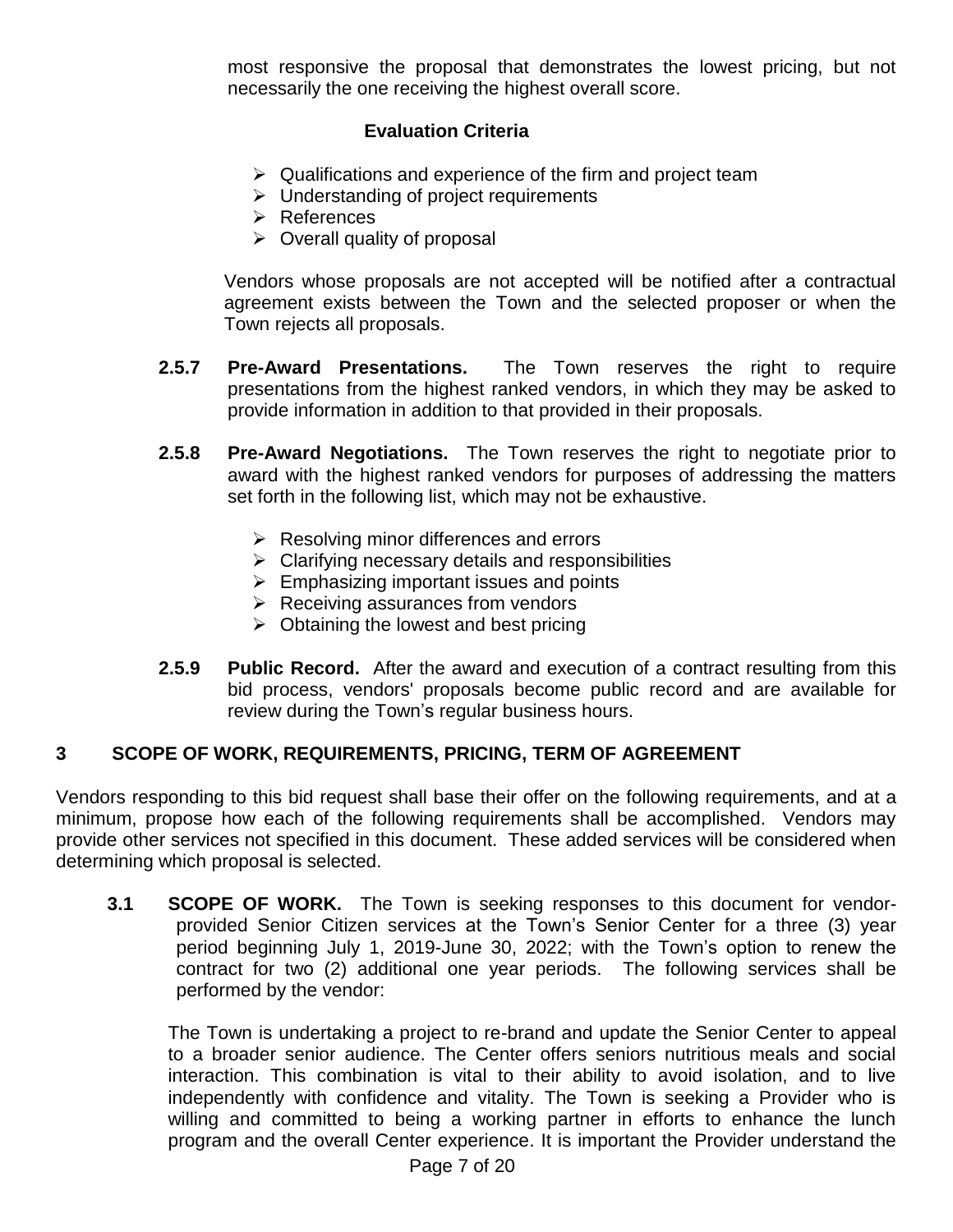most responsive the proposal that demonstrates the lowest pricing, but not necessarily the one receiving the highest overall score.

**Evaluation Criteria**

- Qualifications and experience of the firm and project team
- Understanding of project requirements
- References
- Overall quality of proposal

Vendors whose proposals are not accepted will be notified after a contractual agreement exists between the Town and the selected proposer or when the Town rejects all proposals.

**2.5.7 Pre-Award Presentations.** The Town reserves the right to require presentations from the highest ranked vendors, in which they may be asked to provide information in addition to that provided in their proposals.

**2.5.8 Pre-Award Negotiations.** The Town reserves the right to negotiate prior to award with the highest ranked vendors for purposes of addressing the matters set forth in the following list, which may not be exhaustive.

- Resolving minor differences and errors
- Clarifying necessary details and responsibilities
- Emphasizing important issues and points
- Receiving assurances from vendors
- Obtaining the lowest and best pricing

**2.5.9 Public Record.** After the award and execution of a contract resulting from this bid process, vendors' proposals become public record and are available for review during the Town's regular business hours.

## 3 SCOPE OF WORK, REQUIREMENTS, PRICING, TERM OF AGREEMENT

Vendors responding to this bid request shall base their offer on the following requirements, and at a minimum, propose how each of the following requirements shall be accomplished. Vendors may provide other services not specified in this document. These added services will be considered when determining which proposal is selected.

**3.1 SCOPE OF WORK.** The Town is seeking responses to this document for vendor-provided Senior Citizen services at the Town's Senior Center for a three (3) year period beginning July 1, 2019-June 30, 2022; with the Town's option to renew the contract for two (2) additional one year periods. The following services shall be performed by the vendor:

The Town is undertaking a project to re-brand and update the Senior Center to appeal to a broader senior audience. The Center offers seniors nutritious meals and social interaction. This combination is vital to their ability to avoid isolation, and to live independently with confidence and vitality. The Town is seeking a Provider who is willing and committed to being a working partner in efforts to enhance the lunch program and the overall Center experience. It is important the Provider understand the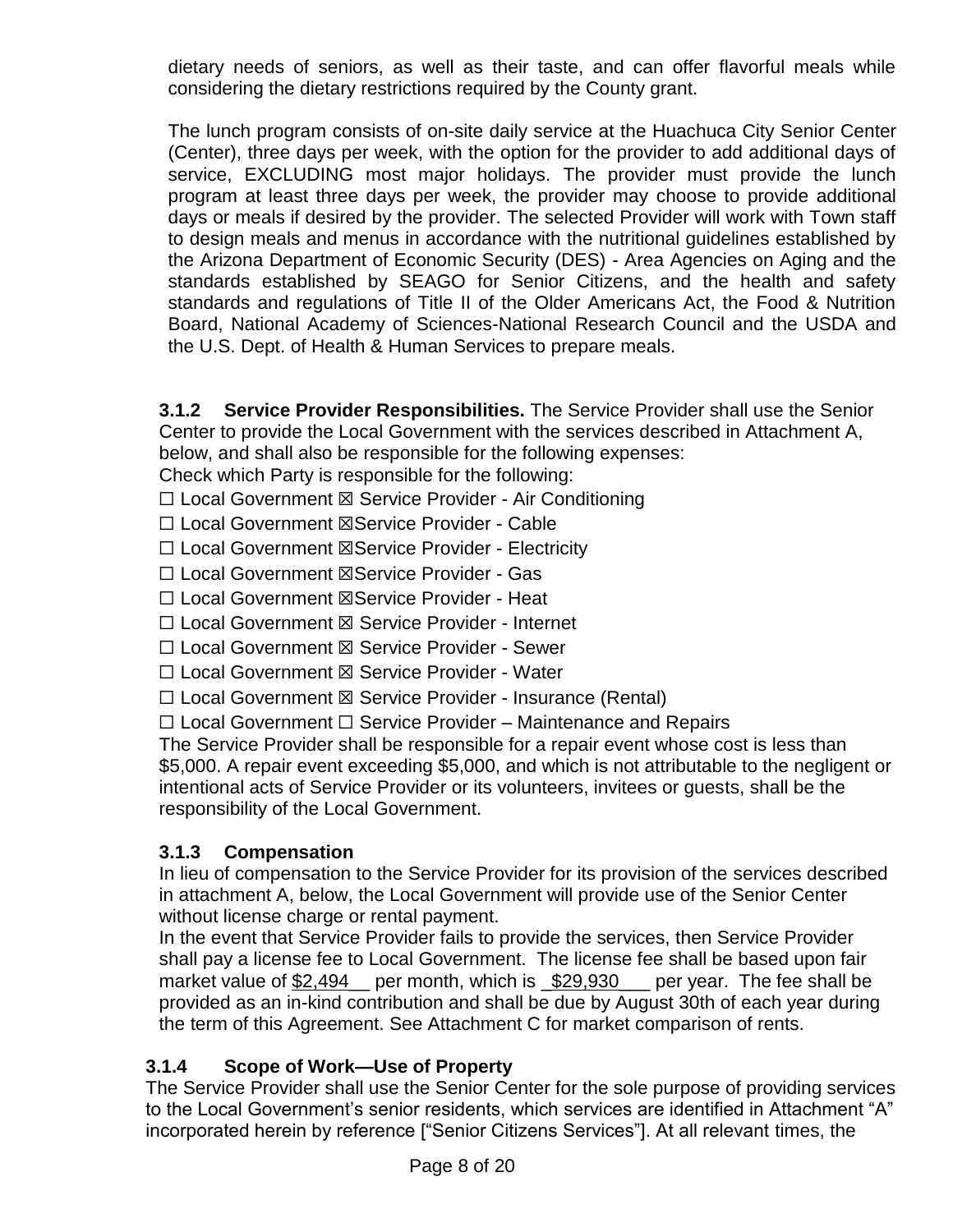dietary needs of seniors, as well as their taste, and can offer flavorful meals while considering the dietary restrictions required by the County grant.

The lunch program consists of on-site daily service at the Huachuca City Senior Center (Center), three days per week, with the option for the provider to add additional days of service, EXCLUDING most major holidays. The provider must provide the lunch program at least three days per week, the provider may choose to provide additional days or meals if desired by the provider. The selected Provider will work with Town staff to design meals and menus in accordance with the nutritional guidelines established by the Arizona Department of Economic Security (DES) - Area Agencies on Aging and the standards established by SEAGO for Senior Citizens, and the health and safety standards and regulations of Title II of the Older Americans Act, the Food & Nutrition Board, National Academy of Sciences-National Research Council and the USDA and the U.S. Dept. of Health & Human Services to prepare meals.

**3.1.2 Service Provider Responsibilities.** The Service Provider shall use the Senior Center to provide the Local Government with the services described in Attachment A, below, and shall also be responsible for the following expenses:
Check which Party is responsible for the following:

☐ Local Government ☒ Service Provider - Air Conditioning
☐ Local Government ☒Service Provider - Cable
☐ Local Government ☒Service Provider - Electricity
☐ Local Government ☒Service Provider - Gas
☐ Local Government ☒Service Provider - Heat
☐ Local Government ☒ Service Provider - Internet
☐ Local Government ☒ Service Provider - Sewer
☐ Local Government ☒ Service Provider - Water
☐ Local Government ☒ Service Provider - Insurance (Rental)
☐ Local Government ☐ Service Provider – Maintenance and Repairs

The Service Provider shall be responsible for a repair event whose cost is less than $5,000. A repair event exceeding $5,000, and which is not attributable to the negligent or intentional acts of Service Provider or its volunteers, invitees or guests, shall be the responsibility of the Local Government.

**3.1.3 Compensation**

In lieu of compensation to the Service Provider for its provision of the services described in attachment A, below, the Local Government will provide use of the Senior Center without license charge or rental payment.
In the event that Service Provider fails to provide the services, then Service Provider shall pay a license fee to Local Government. The license fee shall be based upon fair market value of $2,494__ per month, which is _$29,930___ per year. The fee shall be provided as an in-kind contribution and shall be due by August 30th of each year during the term of this Agreement. See Attachment C for market comparison of rents.

**3.1.4 Scope of Work—Use of Property**

The Service Provider shall use the Senior Center for the sole purpose of providing services to the Local Government's senior residents, which services are identified in Attachment "A" incorporated herein by reference ["Senior Citizens Services"]. At all relevant times, the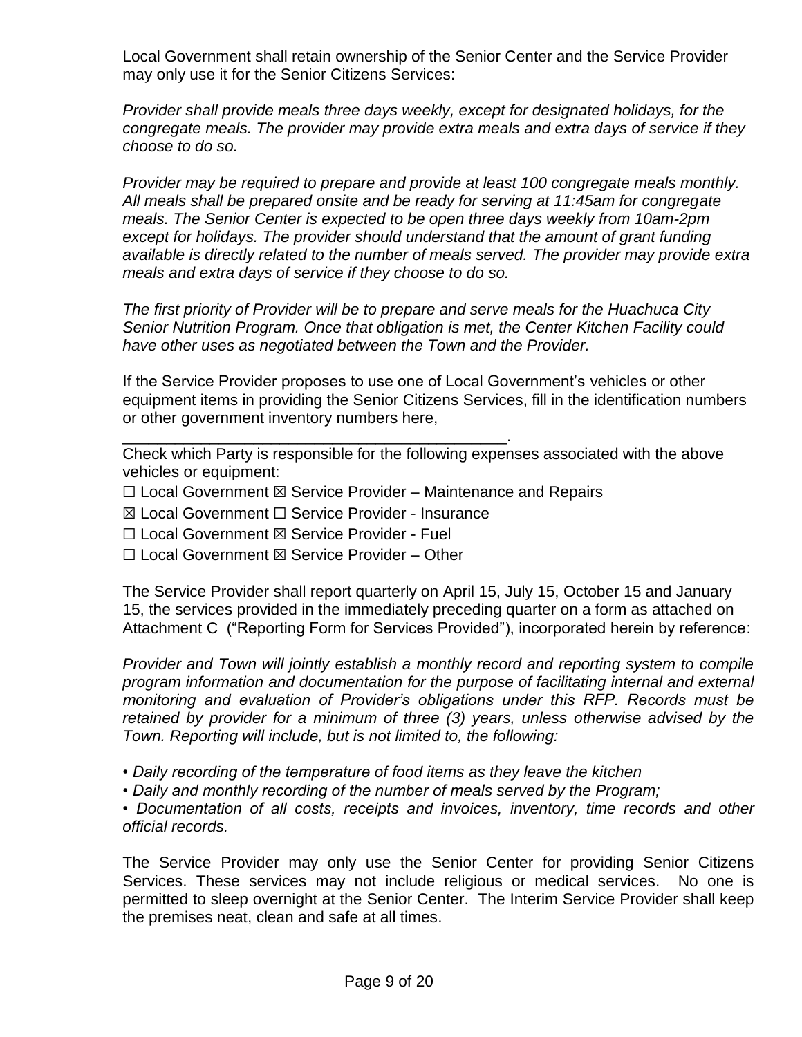Local Government shall retain ownership of the Senior Center and the Service Provider may only use it for the Senior Citizens Services:

*Provider shall provide meals three days weekly, except for designated holidays, for the congregate meals. The provider may provide extra meals and extra days of service if they choose to do so.*

*Provider may be required to prepare and provide at least 100 congregate meals monthly. All meals shall be prepared onsite and be ready for serving at 11:45am for congregate meals. The Senior Center is expected to be open three days weekly from 10am-2pm except for holidays. The provider should understand that the amount of grant funding available is directly related to the number of meals served. The provider may provide extra meals and extra days of service if they choose to do so.*

*The first priority of Provider will be to prepare and serve meals for the Huachuca City Senior Nutrition Program. Once that obligation is met, the Center Kitchen Facility could have other uses as negotiated between the Town and the Provider.*

If the Service Provider proposes to use one of Local Government's vehicles or other equipment items in providing the Senior Citizens Services, fill in the identification numbers or other government inventory numbers here, _____________________________________________.

Check which Party is responsible for the following expenses associated with the above vehicles or equipment:

☐ Local Government ☒ Service Provider – Maintenance and Repairs

☒ Local Government ☐ Service Provider - Insurance

☐ Local Government ☒ Service Provider - Fuel

☐ Local Government ☒ Service Provider – Other

The Service Provider shall report quarterly on April 15, July 15, October 15 and January 15, the services provided in the immediately preceding quarter on a form as attached on Attachment C ("Reporting Form for Services Provided"), incorporated herein by reference:

*Provider and Town will jointly establish a monthly record and reporting system to compile program information and documentation for the purpose of facilitating internal and external monitoring and evaluation of Provider's obligations under this RFP. Records must be retained by provider for a minimum of three (3) years, unless otherwise advised by the Town. Reporting will include, but is not limited to, the following:*

- *Daily recording of the temperature of food items as they leave the kitchen*
- *Daily and monthly recording of the number of meals served by the Program;*
- *Documentation of all costs, receipts and invoices, inventory, time records and other official records.*

The Service Provider may only use the Senior Center for providing Senior Citizens Services. These services may not include religious or medical services. No one is permitted to sleep overnight at the Senior Center. The Interim Service Provider shall keep the premises neat, clean and safe at all times.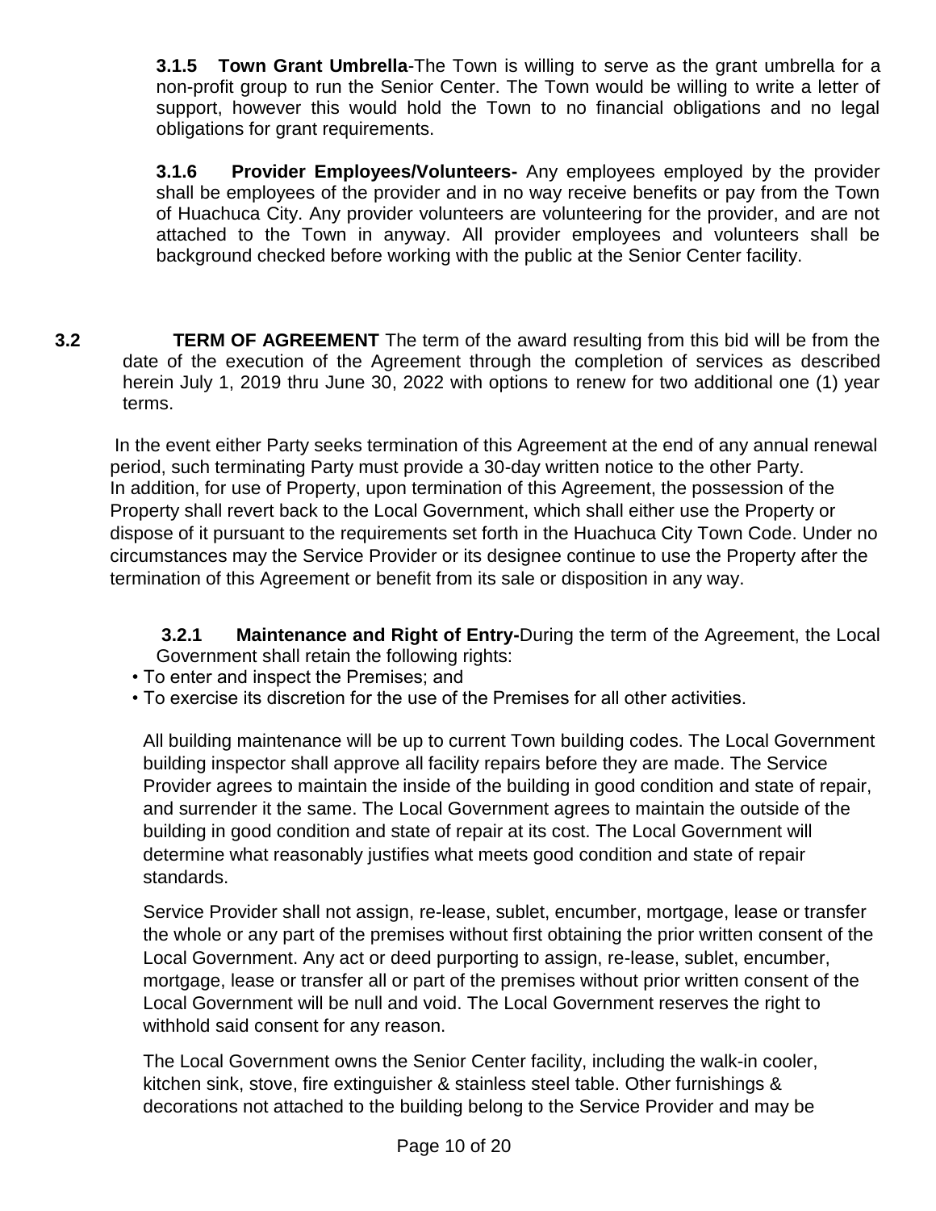**3.1.5 Town Grant Umbrella**-The Town is willing to serve as the grant umbrella for a non-profit group to run the Senior Center. The Town would be willing to write a letter of support, however this would hold the Town to no financial obligations and no legal obligations for grant requirements.

**3.1.6 Provider Employees/Volunteers-** Any employees employed by the provider shall be employees of the provider and in no way receive benefits or pay from the Town of Huachuca City. Any provider volunteers are volunteering for the provider, and are not attached to the Town in anyway. All provider employees and volunteers shall be background checked before working with the public at the Senior Center facility.

**3.2 TERM OF AGREEMENT** The term of the award resulting from this bid will be from the date of the execution of the Agreement through the completion of services as described herein July 1, 2019 thru June 30, 2022 with options to renew for two additional one (1) year terms.

In the event either Party seeks termination of this Agreement at the end of any annual renewal period, such terminating Party must provide a 30-day written notice to the other Party. In addition, for use of Property, upon termination of this Agreement, the possession of the Property shall revert back to the Local Government, which shall either use the Property or dispose of it pursuant to the requirements set forth in the Huachuca City Town Code. Under no circumstances may the Service Provider or its designee continue to use the Property after the termination of this Agreement or benefit from its sale or disposition in any way.

**3.2.1 Maintenance and Right of Entry-**During the term of the Agreement, the Local Government shall retain the following rights:

- To enter and inspect the Premises; and
- To exercise its discretion for the use of the Premises for all other activities.

All building maintenance will be up to current Town building codes. The Local Government building inspector shall approve all facility repairs before they are made. The Service Provider agrees to maintain the inside of the building in good condition and state of repair, and surrender it the same. The Local Government agrees to maintain the outside of the building in good condition and state of repair at its cost. The Local Government will determine what reasonably justifies what meets good condition and state of repair standards.

Service Provider shall not assign, re-lease, sublet, encumber, mortgage, lease or transfer the whole or any part of the premises without first obtaining the prior written consent of the Local Government. Any act or deed purporting to assign, re-lease, sublet, encumber, mortgage, lease or transfer all or part of the premises without prior written consent of the Local Government will be null and void. The Local Government reserves the right to withhold said consent for any reason.

The Local Government owns the Senior Center facility, including the walk-in cooler, kitchen sink, stove, fire extinguisher & stainless steel table. Other furnishings & decorations not attached to the building belong to the Service Provider and may be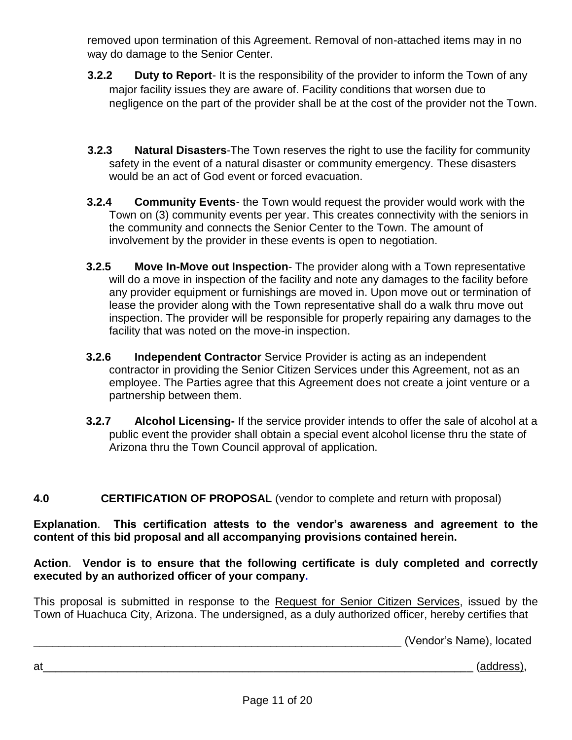removed upon termination of this Agreement. Removal of non-attached items may in no way do damage to the Senior Center.

**3.2.2 Duty to Report**- It is the responsibility of the provider to inform the Town of any major facility issues they are aware of. Facility conditions that worsen due to negligence on the part of the provider shall be at the cost of the provider not the Town.

**3.2.3 Natural Disasters**-The Town reserves the right to use the facility for community safety in the event of a natural disaster or community emergency. These disasters would be an act of God event or forced evacuation.

**3.2.4 Community Events**- the Town would request the provider would work with the Town on (3) community events per year. This creates connectivity with the seniors in the community and connects the Senior Center to the Town. The amount of involvement by the provider in these events is open to negotiation.

**3.2.5 Move In-Move out Inspection**- The provider along with a Town representative will do a move in inspection of the facility and note any damages to the facility before any provider equipment or furnishings are moved in. Upon move out or termination of lease the provider along with the Town representative shall do a walk thru move out inspection. The provider will be responsible for properly repairing any damages to the facility that was noted on the move-in inspection.

**3.2.6 Independent Contractor** Service Provider is acting as an independent contractor in providing the Senior Citizen Services under this Agreement, not as an employee. The Parties agree that this Agreement does not create a joint venture or a partnership between them.

**3.2.7 Alcohol Licensing-** If the service provider intends to offer the sale of alcohol at a public event the provider shall obtain a special event alcohol license thru the state of Arizona thru the Town Council approval of application.

## 4.0 CERTIFICATION OF PROPOSAL (vendor to complete and return with proposal)

**Explanation**. **This certification attests to the vendor's awareness and agreement to the content of this bid proposal and all accompanying provisions contained herein.**

**Action**. **Vendor is to ensure that the following certificate is duly completed and correctly executed by an authorized officer of your company.**

This proposal is submitted in response to the Request for Senior Citizen Services, issued by the Town of Huachuca City, Arizona. The undersigned, as a duly authorized officer, hereby certifies that

______________________________________________________________ (Vendor's Name), located

at__________________________________________________________________________ (address),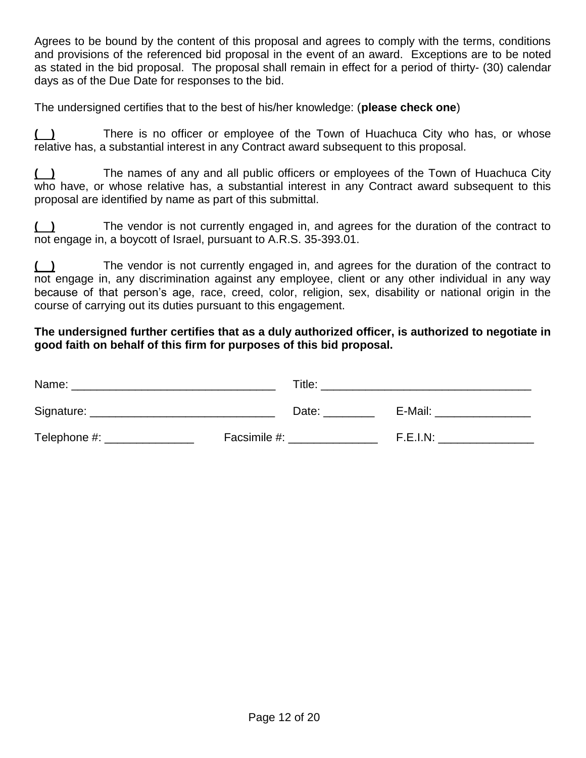Agrees to be bound by the content of this proposal and agrees to comply with the terms, conditions and provisions of the referenced bid proposal in the event of an award. Exceptions are to be noted as stated in the bid proposal. The proposal shall remain in effect for a period of thirty- (30) calendar days as of the Due Date for responses to the bid.

The undersigned certifies that to the best of his/her knowledge: (**please check one**)

**( )** There is no officer or employee of the Town of Huachuca City who has, or whose relative has, a substantial interest in any Contract award subsequent to this proposal.

**( )** The names of any and all public officers or employees of the Town of Huachuca City who have, or whose relative has, a substantial interest in any Contract award subsequent to this proposal are identified by name as part of this submittal.

**( )** The vendor is not currently engaged in, and agrees for the duration of the contract to not engage in, a boycott of Israel, pursuant to A.R.S. 35-393.01.

**( )** The vendor is not currently engaged in, and agrees for the duration of the contract to not engage in, any discrimination against any employee, client or any other individual in any way because of that person's age, race, creed, color, religion, sex, disability or national origin in the course of carrying out its duties pursuant to this engagement.

**The undersigned further certifies that as a duly authorized officer, is authorized to negotiate in good faith on behalf of this firm for purposes of this bid proposal.**

Name: ________________________________ Title: ________________________________

Signature: _____________________________ Date: ________ E-Mail: _______________

Telephone #: ______________ Facsimile #: ______________ F.E.I.N: _______________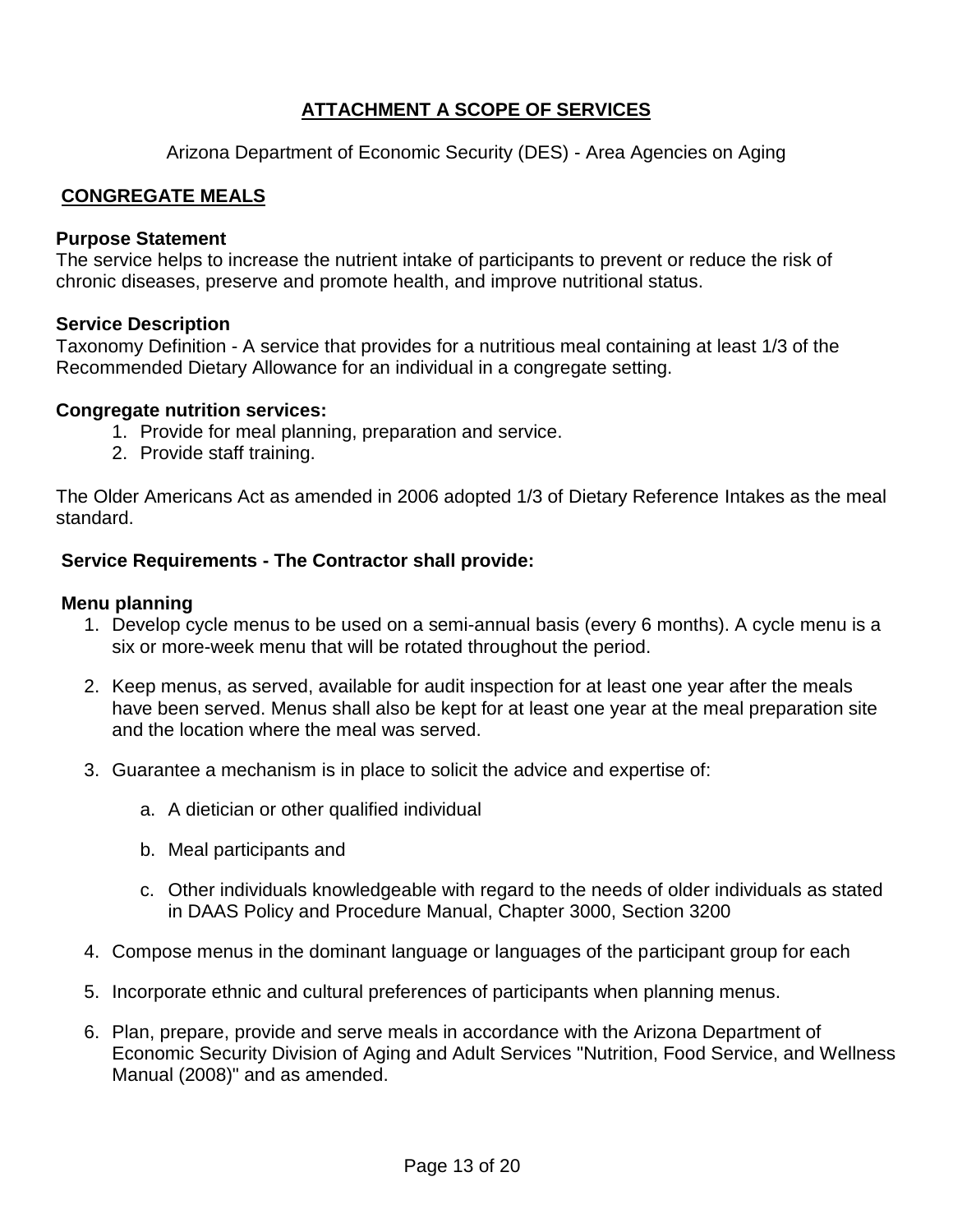# ATTACHMENT A SCOPE OF SERVICES

Arizona Department of Economic Security (DES) - Area Agencies on Aging

## CONGREGATE MEALS

**Purpose Statement**
The service helps to increase the nutrient intake of participants to prevent or reduce the risk of chronic diseases, preserve and promote health, and improve nutritional status.

**Service Description**
Taxonomy Definition - A service that provides for a nutritious meal containing at least 1/3 of the Recommended Dietary Allowance for an individual in a congregate setting.

**Congregate nutrition services:**

1. Provide for meal planning, preparation and service.
2. Provide staff training.

The Older Americans Act as amended in 2006 adopted 1/3 of Dietary Reference Intakes as the meal standard.

**Service Requirements - The Contractor shall provide:**

**Menu planning**

1. Develop cycle menus to be used on a semi-annual basis (every 6 months). A cycle menu is a six or more-week menu that will be rotated throughout the period.

2. Keep menus, as served, available for audit inspection for at least one year after the meals have been served. Menus shall also be kept for at least one year at the meal preparation site and the location where the meal was served.

3. Guarantee a mechanism is in place to solicit the advice and expertise of:

   a. A dietician or other qualified individual

   b. Meal participants and

   c. Other individuals knowledgeable with regard to the needs of older individuals as stated in DAAS Policy and Procedure Manual, Chapter 3000, Section 3200

4. Compose menus in the dominant language or languages of the participant group for each

5. Incorporate ethnic and cultural preferences of participants when planning menus.

6. Plan, prepare, provide and serve meals in accordance with the Arizona Department of Economic Security Division of Aging and Adult Services "Nutrition, Food Service, and Wellness Manual (2008)" and as amended.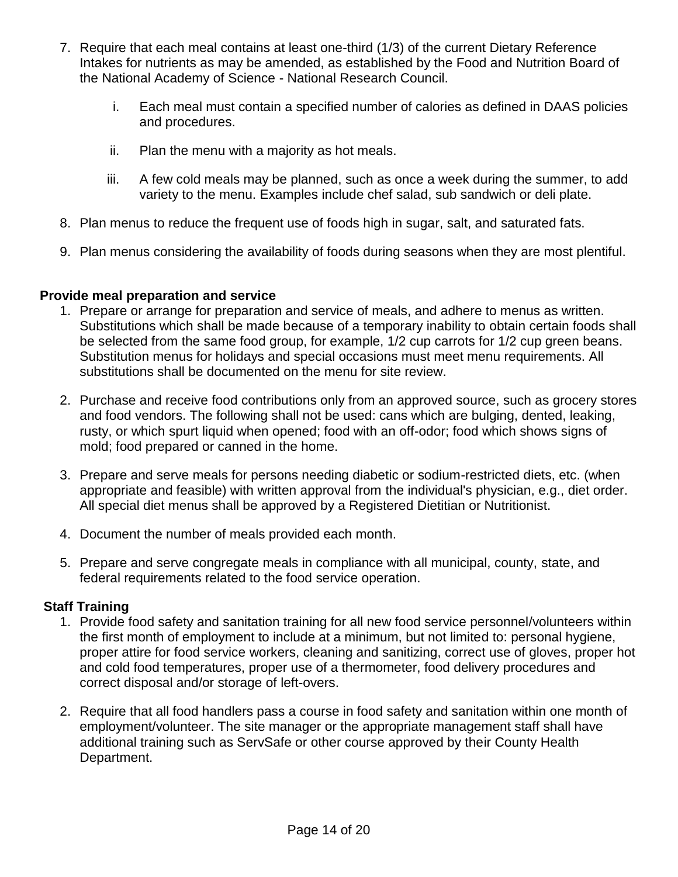7. Require that each meal contains at least one-third (1/3) of the current Dietary Reference Intakes for nutrients as may be amended, as established by the Food and Nutrition Board of the National Academy of Science - National Research Council.

   i. Each meal must contain a specified number of calories as defined in DAAS policies and procedures.

   ii. Plan the menu with a majority as hot meals.

   iii. A few cold meals may be planned, such as once a week during the summer, to add variety to the menu. Examples include chef salad, sub sandwich or deli plate.

8. Plan menus to reduce the frequent use of foods high in sugar, salt, and saturated fats.

9. Plan menus considering the availability of foods during seasons when they are most plentiful.

**Provide meal preparation and service**

1. Prepare or arrange for preparation and service of meals, and adhere to menus as written. Substitutions which shall be made because of a temporary inability to obtain certain foods shall be selected from the same food group, for example, 1/2 cup carrots for 1/2 cup green beans. Substitution menus for holidays and special occasions must meet menu requirements. All substitutions shall be documented on the menu for site review.

2. Purchase and receive food contributions only from an approved source, such as grocery stores and food vendors. The following shall not be used: cans which are bulging, dented, leaking, rusty, or which spurt liquid when opened; food with an off-odor; food which shows signs of mold; food prepared or canned in the home.

3. Prepare and serve meals for persons needing diabetic or sodium-restricted diets, etc. (when appropriate and feasible) with written approval from the individual's physician, e.g., diet order. All special diet menus shall be approved by a Registered Dietitian or Nutritionist.

4. Document the number of meals provided each month.

5. Prepare and serve congregate meals in compliance with all municipal, county, state, and federal requirements related to the food service operation.

**Staff Training**

1. Provide food safety and sanitation training for all new food service personnel/volunteers within the first month of employment to include at a minimum, but not limited to: personal hygiene, proper attire for food service workers, cleaning and sanitizing, correct use of gloves, proper hot and cold food temperatures, proper use of a thermometer, food delivery procedures and correct disposal and/or storage of left-overs.

2. Require that all food handlers pass a course in food safety and sanitation within one month of employment/volunteer. The site manager or the appropriate management staff shall have additional training such as ServSafe or other course approved by their County Health Department.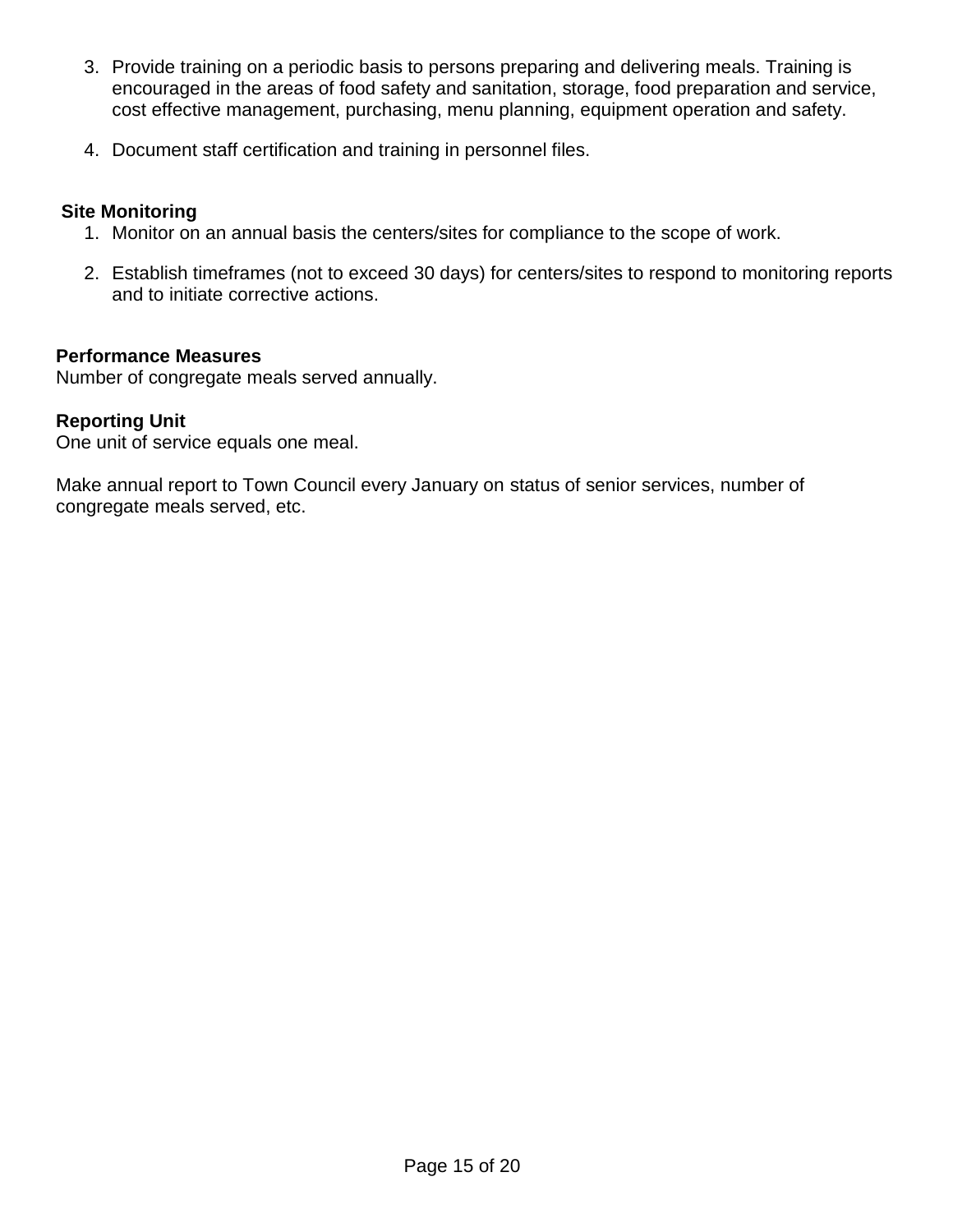3. Provide training on a periodic basis to persons preparing and delivering meals. Training is encouraged in the areas of food safety and sanitation, storage, food preparation and service, cost effective management, purchasing, menu planning, equipment operation and safety.

4. Document staff certification and training in personnel files.

**Site Monitoring**

1. Monitor on an annual basis the centers/sites for compliance to the scope of work.

2. Establish timeframes (not to exceed 30 days) for centers/sites to respond to monitoring reports and to initiate corrective actions.

**Performance Measures**
Number of congregate meals served annually.

**Reporting Unit**
One unit of service equals one meal.

Make annual report to Town Council every January on status of senior services, number of congregate meals served, etc.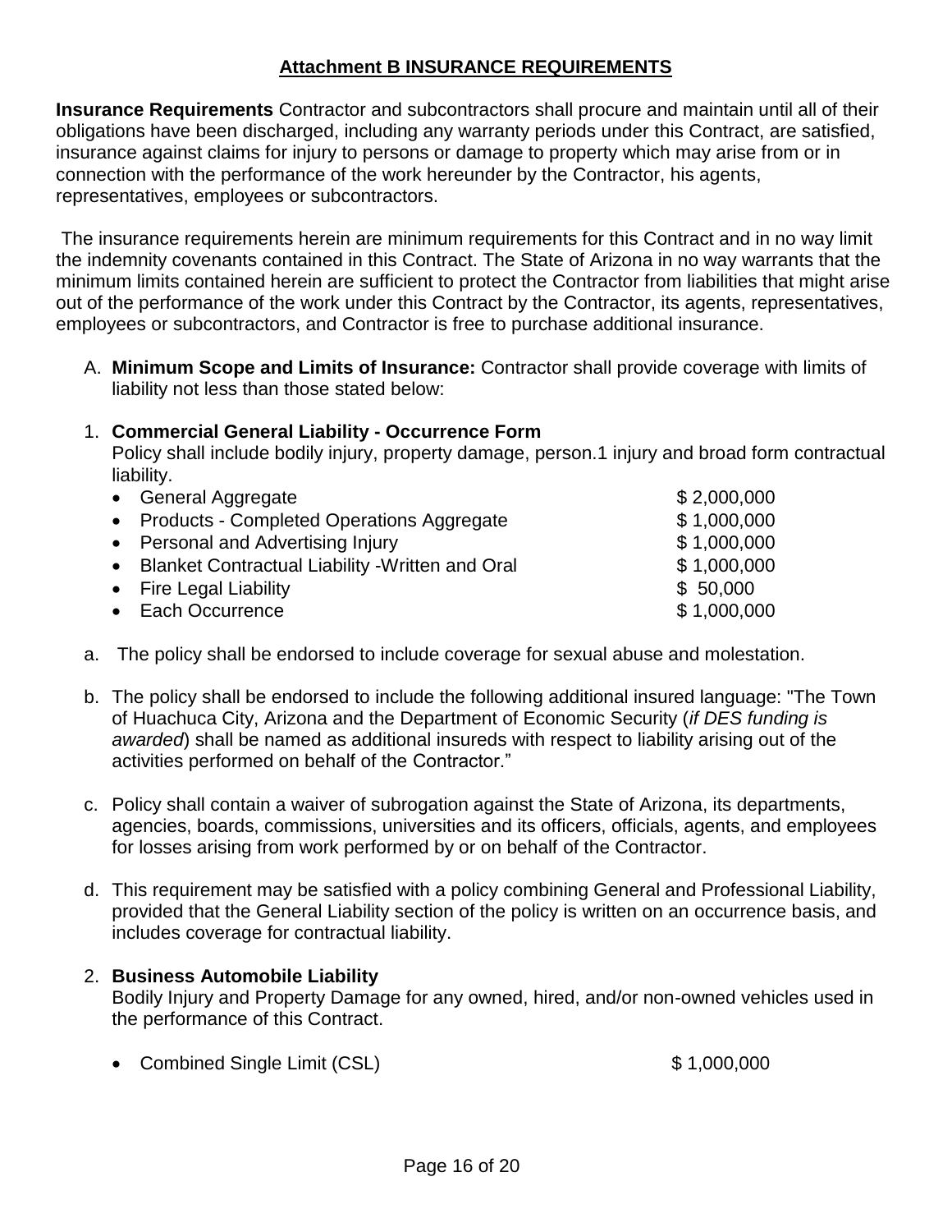## **Attachment B INSURANCE REQUIREMENTS**

**Insurance Requirements** Contractor and subcontractors shall procure and maintain until all of their obligations have been discharged, including any warranty periods under this Contract, are satisfied, insurance against claims for injury to persons or damage to property which may arise from or in connection with the performance of the work hereunder by the Contractor, his agents, representatives, employees or subcontractors.

The insurance requirements herein are minimum requirements for this Contract and in no way limit the indemnity covenants contained in this Contract. The State of Arizona in no way warrants that the minimum limits contained herein are sufficient to protect the Contractor from liabilities that might arise out of the performance of the work under this Contract by the Contractor, its agents, representatives, employees or subcontractors, and Contractor is free to purchase additional insurance.

A. **Minimum Scope and Limits of Insurance:** Contractor shall provide coverage with limits of liability not less than those stated below:

1. **Commercial General Liability - Occurrence Form**
   Policy shall include bodily injury, property damage, person.1 injury and broad form contractual liability.

   - General Aggregate — $ 2,000,000
   - Products - Completed Operations Aggregate — $ 1,000,000
   - Personal and Advertising Injury — $ 1,000,000
   - Blanket Contractual Liability -Written and Oral — $ 1,000,000
   - Fire Legal Liability — $ 50,000
   - Each Occurrence — $ 1,000,000

a. The policy shall be endorsed to include coverage for sexual abuse and molestation.

b. The policy shall be endorsed to include the following additional insured language: "The Town of Huachuca City, Arizona and the Department of Economic Security (*if DES funding is awarded*) shall be named as additional insureds with respect to liability arising out of the activities performed on behalf of the Contractor."

c. Policy shall contain a waiver of subrogation against the State of Arizona, its departments, agencies, boards, commissions, universities and its officers, officials, agents, and employees for losses arising from work performed by or on behalf of the Contractor.

d. This requirement may be satisfied with a policy combining General and Professional Liability, provided that the General Liability section of the policy is written on an occurrence basis, and includes coverage for contractual liability.

2. **Business Automobile Liability**
   Bodily Injury and Property Damage for any owned, hired, and/or non-owned vehicles used in the performance of this Contract.

   - Combined Single Limit (CSL) — $ 1,000,000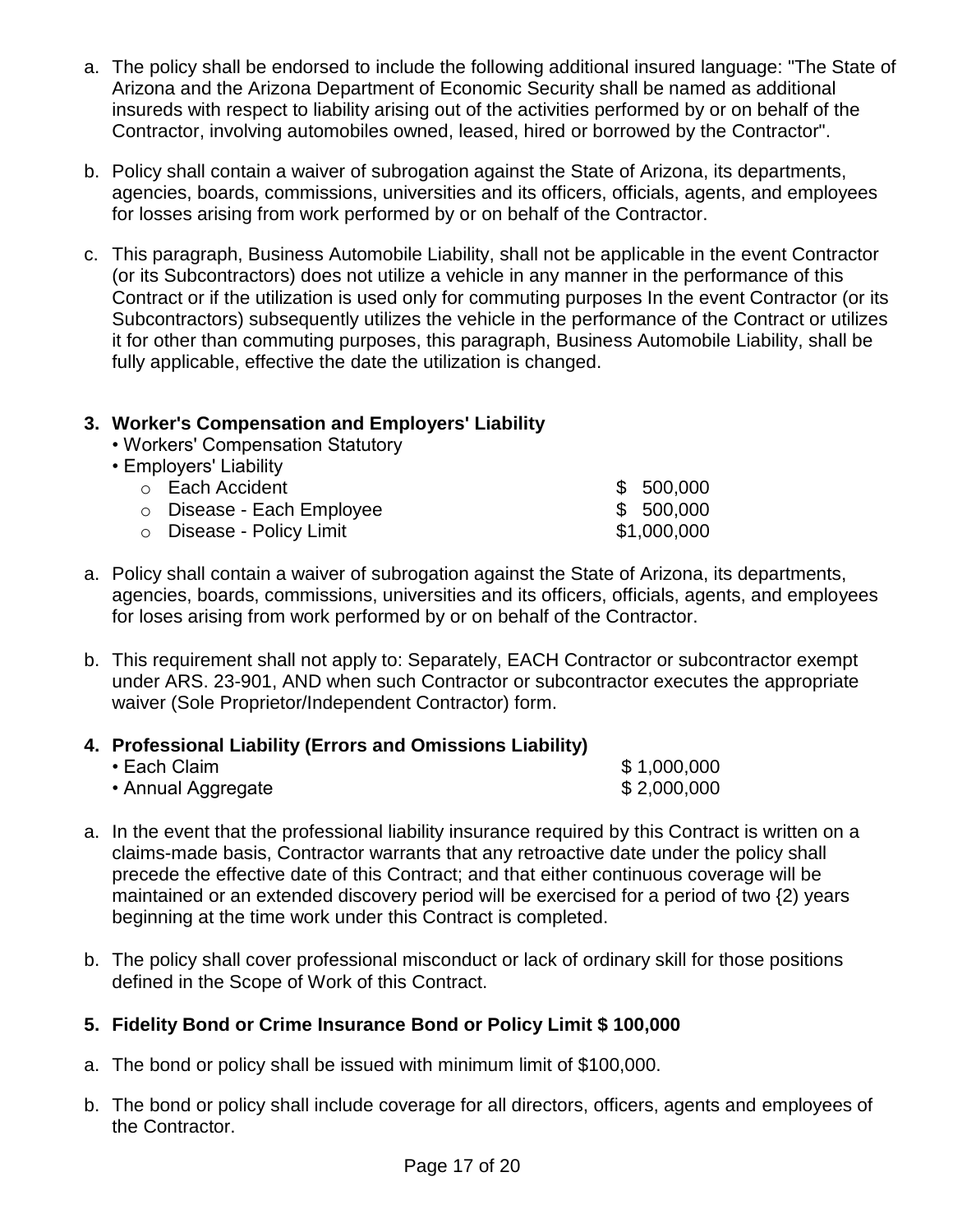a. The policy shall be endorsed to include the following additional insured language: "The State of Arizona and the Arizona Department of Economic Security shall be named as additional insureds with respect to liability arising out of the activities performed by or on behalf of the Contractor, involving automobiles owned, leased, hired or borrowed by the Contractor".

b. Policy shall contain a waiver of subrogation against the State of Arizona, its departments, agencies, boards, commissions, universities and its officers, officials, agents, and employees for losses arising from work performed by or on behalf of the Contractor.

c. This paragraph, Business Automobile Liability, shall not be applicable in the event Contractor (or its Subcontractors) does not utilize a vehicle in any manner in the performance of this Contract or if the utilization is used only for commuting purposes In the event Contractor (or its Subcontractors) subsequently utilizes the vehicle in the performance of the Contract or utilizes it for other than commuting purposes, this paragraph, Business Automobile Liability, shall be fully applicable, effective the date the utilization is changed.

**3. Worker's Compensation and Employers' Liability**

- Workers' Compensation Statutory
- Employers' Liability
  - Each Accident $ 500,000
  - Disease - Each Employee $ 500,000
  - Disease - Policy Limit $1,000,000

a. Policy shall contain a waiver of subrogation against the State of Arizona, its departments, agencies, boards, commissions, universities and its officers, officials, agents, and employees for loses arising from work performed by or on behalf of the Contractor.

b. This requirement shall not apply to: Separately, EACH Contractor or subcontractor exempt under ARS. 23-901, AND when such Contractor or subcontractor executes the appropriate waiver (Sole Proprietor/Independent Contractor) form.

**4. Professional Liability (Errors and Omissions Liability)**

- Each Claim $ 1,000,000
- Annual Aggregate $ 2,000,000

a. In the event that the professional liability insurance required by this Contract is written on a claims-made basis, Contractor warrants that any retroactive date under the policy shall precede the effective date of this Contract; and that either continuous coverage will be maintained or an extended discovery period will be exercised for a period of two {2) years beginning at the time work under this Contract is completed.

b. The policy shall cover professional misconduct or lack of ordinary skill for those positions defined in the Scope of Work of this Contract.

**5. Fidelity Bond or Crime Insurance Bond or Policy Limit $ 100,000**

a. The bond or policy shall be issued with minimum limit of $100,000.

b. The bond or policy shall include coverage for all directors, officers, agents and employees of the Contractor.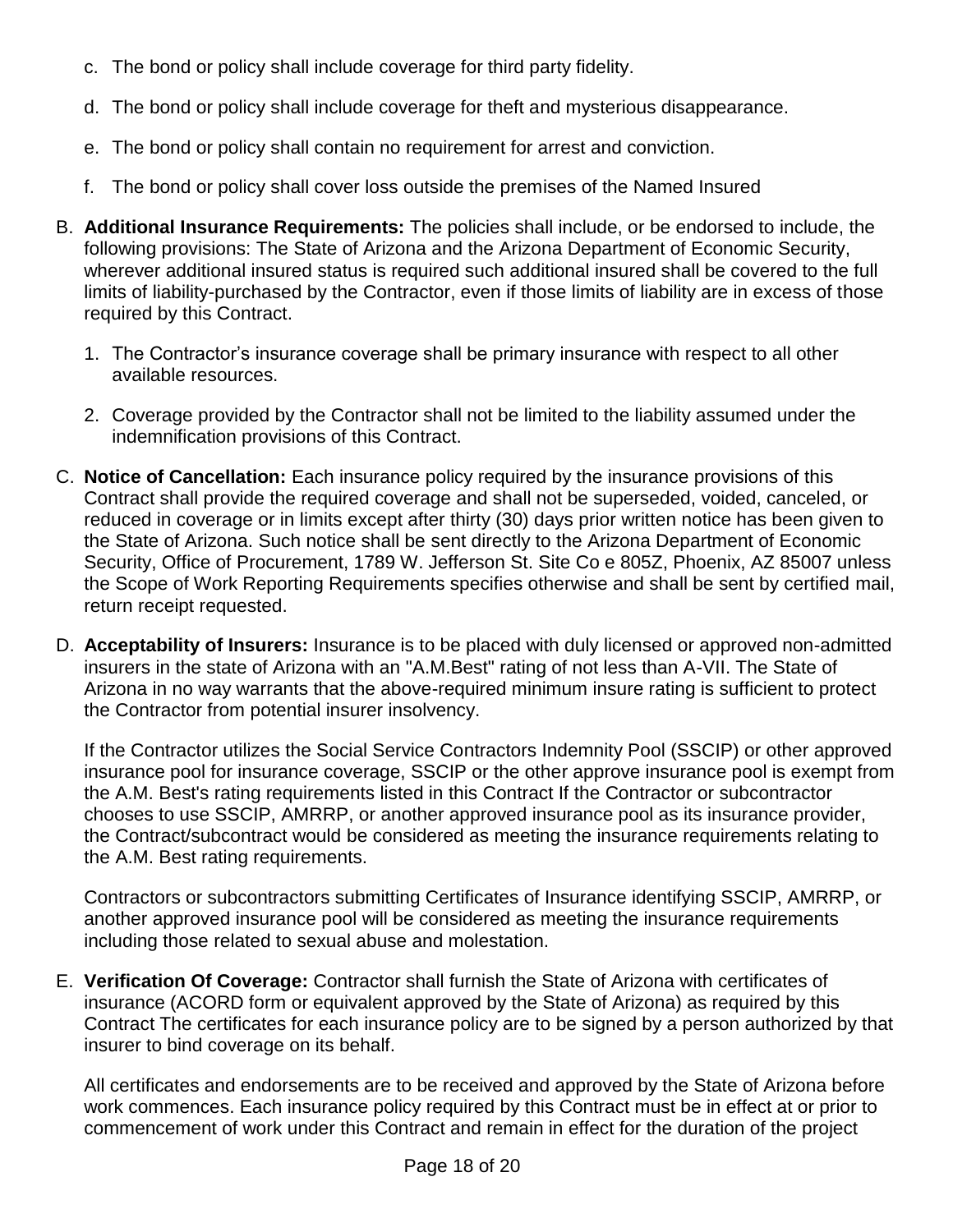c. The bond or policy shall include coverage for third party fidelity.

d. The bond or policy shall include coverage for theft and mysterious disappearance.

e. The bond or policy shall contain no requirement for arrest and conviction.

f. The bond or policy shall cover loss outside the premises of the Named Insured

B. **Additional Insurance Requirements:** The policies shall include, or be endorsed to include, the following provisions: The State of Arizona and the Arizona Department of Economic Security, wherever additional insured status is required such additional insured shall be covered to the full limits of liability-purchased by the Contractor, even if those limits of liability are in excess of those required by this Contract.

   1. The Contractor's insurance coverage shall be primary insurance with respect to all other available resources.

   2. Coverage provided by the Contractor shall not be limited to the liability assumed under the indemnification provisions of this Contract.

C. **Notice of Cancellation:** Each insurance policy required by the insurance provisions of this Contract shall provide the required coverage and shall not be superseded, voided, canceled, or reduced in coverage or in limits except after thirty (30) days prior written notice has been given to the State of Arizona. Such notice shall be sent directly to the Arizona Department of Economic Security, Office of Procurement, 1789 W. Jefferson St. Site Co e 805Z, Phoenix, AZ 85007 unless the Scope of Work Reporting Requirements specifies otherwise and shall be sent by certified mail, return receipt requested.

D. **Acceptability of Insurers:** Insurance is to be placed with duly licensed or approved non-admitted insurers in the state of Arizona with an "A.M.Best" rating of not less than A-VII. The State of Arizona in no way warrants that the above-required minimum insure rating is sufficient to protect the Contractor from potential insurer insolvency.

   If the Contractor utilizes the Social Service Contractors Indemnity Pool (SSCIP) or other approved insurance pool for insurance coverage, SSCIP or the other approve insurance pool is exempt from the A.M. Best's rating requirements listed in this Contract If the Contractor or subcontractor chooses to use SSCIP, AMRRP, or another approved insurance pool as its insurance provider, the Contract/subcontract would be considered as meeting the insurance requirements relating to the A.M. Best rating requirements.

   Contractors or subcontractors submitting Certificates of Insurance identifying SSCIP, AMRRP, or another approved insurance pool will be considered as meeting the insurance requirements including those related to sexual abuse and molestation.

E. **Verification Of Coverage:** Contractor shall furnish the State of Arizona with certificates of insurance (ACORD form or equivalent approved by the State of Arizona) as required by this Contract The certificates for each insurance policy are to be signed by a person authorized by that insurer to bind coverage on its behalf.

   All certificates and endorsements are to be received and approved by the State of Arizona before work commences. Each insurance policy required by this Contract must be in effect at or prior to commencement of work under this Contract and remain in effect for the duration of the project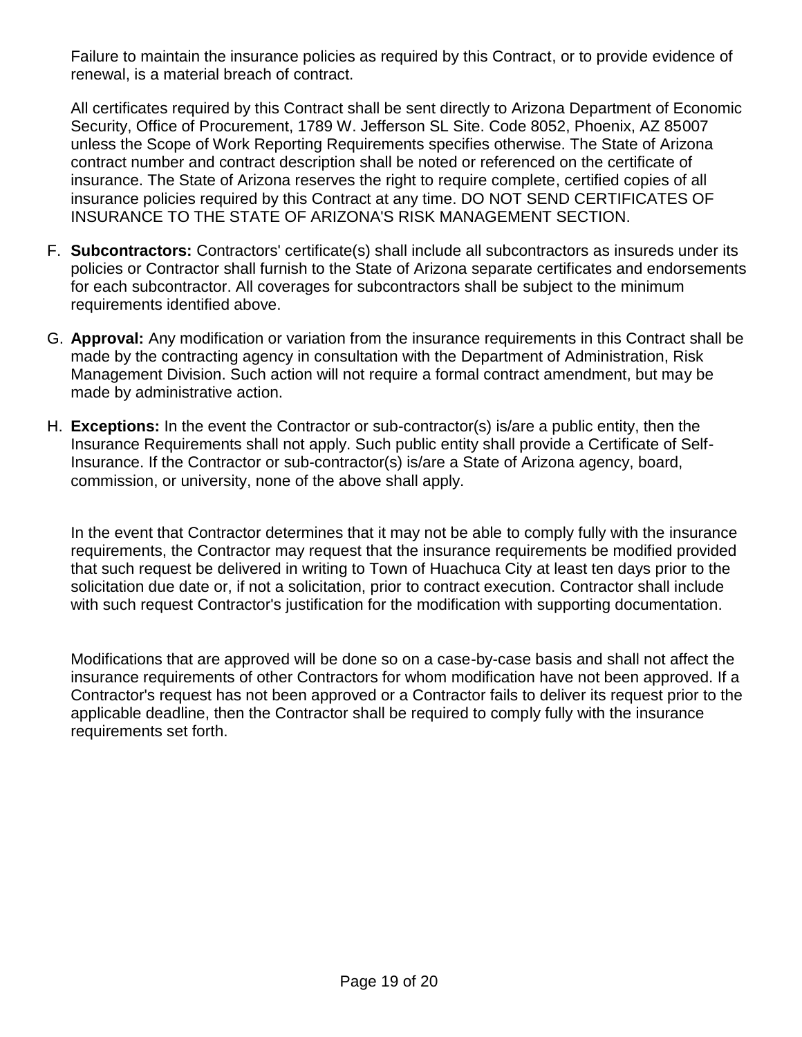Failure to maintain the insurance policies as required by this Contract, or to provide evidence of renewal, is a material breach of contract.

All certificates required by this Contract shall be sent directly to Arizona Department of Economic Security, Office of Procurement, 1789 W. Jefferson SL Site. Code 8052, Phoenix, AZ 85007 unless the Scope of Work Reporting Requirements specifies otherwise. The State of Arizona contract number and contract description shall be noted or referenced on the certificate of insurance. The State of Arizona reserves the right to require complete, certified copies of all insurance policies required by this Contract at any time. DO NOT SEND CERTIFICATES OF INSURANCE TO THE STATE OF ARIZONA'S RISK MANAGEMENT SECTION.

F. **Subcontractors:** Contractors' certificate(s) shall include all subcontractors as insureds under its policies or Contractor shall furnish to the State of Arizona separate certificates and endorsements for each subcontractor. All coverages for subcontractors shall be subject to the minimum requirements identified above.

G. **Approval:** Any modification or variation from the insurance requirements in this Contract shall be made by the contracting agency in consultation with the Department of Administration, Risk Management Division. Such action will not require a formal contract amendment, but may be made by administrative action.

H. **Exceptions:** In the event the Contractor or sub-contractor(s) is/are a public entity, then the Insurance Requirements shall not apply. Such public entity shall provide a Certificate of Self-Insurance. If the Contractor or sub-contractor(s) is/are a State of Arizona agency, board, commission, or university, none of the above shall apply.

In the event that Contractor determines that it may not be able to comply fully with the insurance requirements, the Contractor may request that the insurance requirements be modified provided that such request be delivered in writing to Town of Huachuca City at least ten days prior to the solicitation due date or, if not a solicitation, prior to contract execution. Contractor shall include with such request Contractor's justification for the modification with supporting documentation.

Modifications that are approved will be done so on a case-by-case basis and shall not affect the insurance requirements of other Contractors for whom modification have not been approved. If a Contractor's request has not been approved or a Contractor fails to deliver its request prior to the applicable deadline, then the Contractor shall be required to comply fully with the insurance requirements set forth.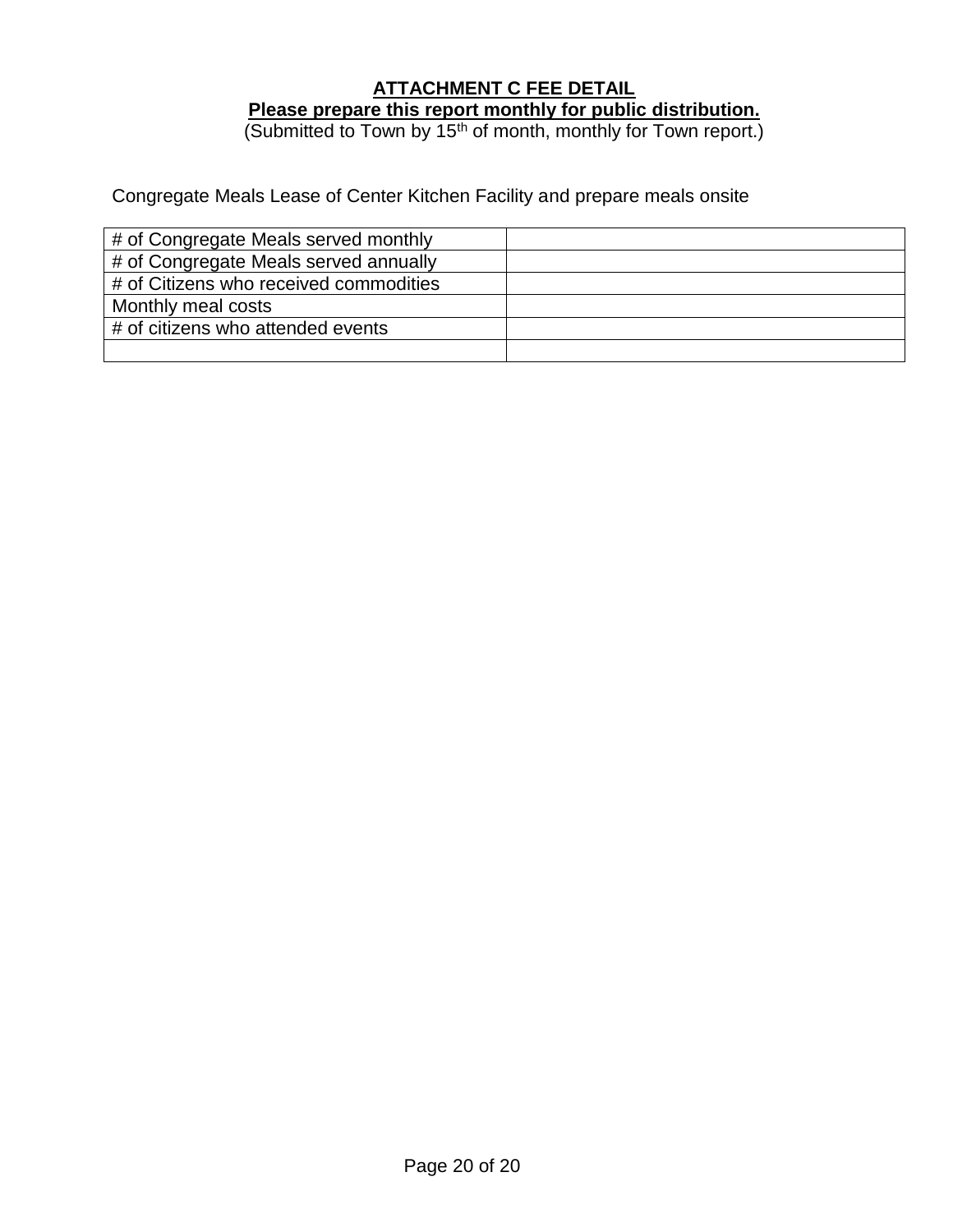## ATTACHMENT C FEE DETAIL

**Please prepare this report monthly for public distribution.**

(Submitted to Town by 15th of month, monthly for Town report.)

Congregate Meals Lease of Center Kitchen Facility and prepare meals onsite

| | |
|---|---|
| # of Congregate Meals served monthly | |
| # of Congregate Meals served annually | |
| # of Citizens who received commodities | |
| Monthly meal costs | |
| # of citizens who attended events | |
| | |